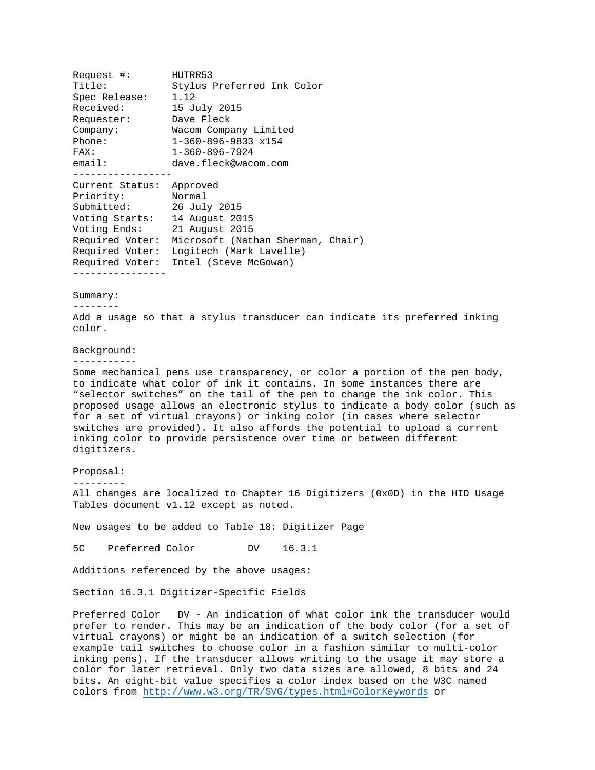Request #: HUTRR53
Title: Stylus Preferred Ink Color
Spec Release: 1.12
Received: 15 July 2015
Requester: Dave Fleck
Company: Wacom Company Limited
Phone: 1-360-896-9833 x154
FAX: 1-360-896-7924
email: dave.fleck@wacom.com

-----------------

Current Status: Approved
Priority: Normal
Submitted: 26 July 2015
Voting Starts: 14 August 2015
Voting Ends: 21 August 2015
Required Voter: Microsoft (Nathan Sherman, Chair)
Required Voter: Logitech (Mark Lavelle)
Required Voter: Intel (Steve McGowan)

----------------

## Summary:

Add a usage so that a stylus transducer can indicate its preferred inking color.

## Background:

Some mechanical pens use transparency, or color a portion of the pen body, to indicate what color of ink it contains. In some instances there are “selector switches” on the tail of the pen to change the ink color. This proposed usage allows an electronic stylus to indicate a body color (such as for a set of virtual crayons) or inking color (in cases where selector switches are provided). It also affords the potential to upload a current inking color to provide persistence over time or between different digitizers.

## Proposal:

All changes are localized to Chapter 16 Digitizers (0x0D) in the HID Usage Tables document v1.12 except as noted.

New usages to be added to Table 18: Digitizer Page

| | | | |
|---|---|---|---|
| 5C | Preferred Color | DV | 16.3.1 |

Additions referenced by the above usages:

Section 16.3.1 Digitizer-Specific Fields

Preferred Color DV - An indication of what color ink the transducer would prefer to render. This may be an indication of the body color (for a set of virtual crayons) or might be an indication of a switch selection (for example tail switches to choose color in a fashion similar to multi-color inking pens). If the transducer allows writing to the usage it may store a color for later retrieval. Only two data sizes are allowed, 8 bits and 24 bits. An eight-bit value specifies a color index based on the W3C named colors from http://www.w3.org/TR/SVG/types.html#ColorKeywords or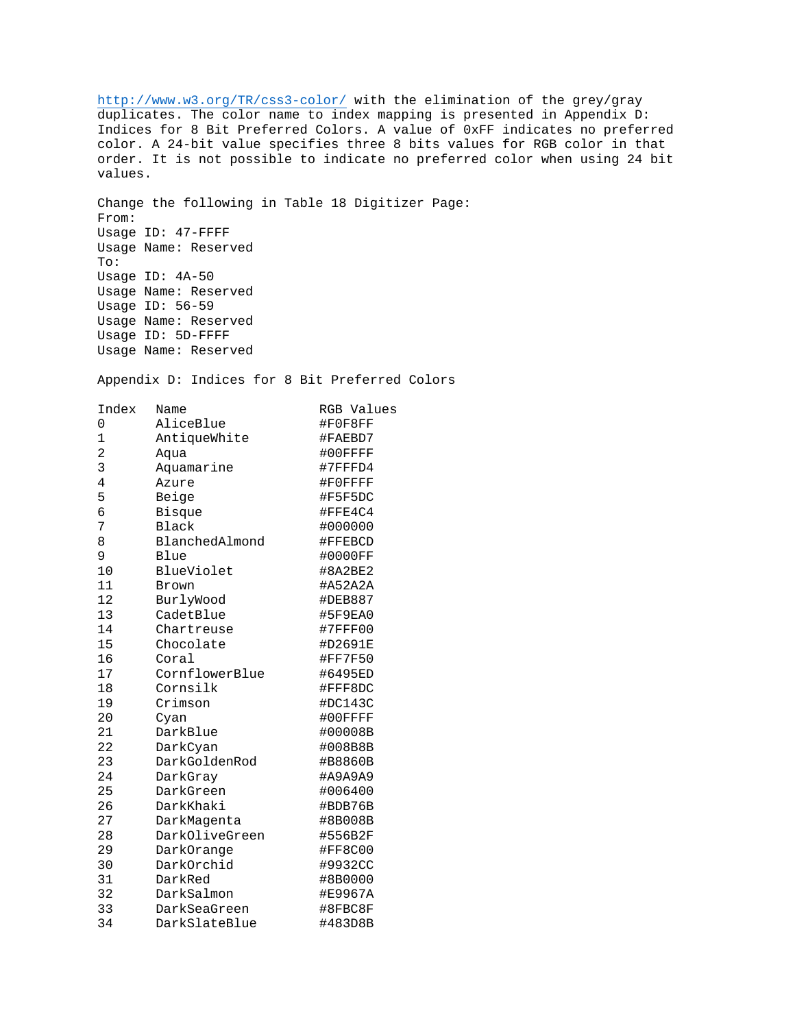http://www.w3.org/TR/css3-color/ with the elimination of the grey/gray duplicates. The color name to index mapping is presented in Appendix D: Indices for 8 Bit Preferred Colors. A value of 0xFF indicates no preferred color. A 24-bit value specifies three 8 bits values for RGB color in that order. It is not possible to indicate no preferred color when using 24 bit values.

Change the following in Table 18 Digitizer Page:
From:
Usage ID: 47-FFFF
Usage Name: Reserved
To:
Usage ID: 4A-50
Usage Name: Reserved
Usage ID: 56-59
Usage Name: Reserved
Usage ID: 5D-FFFF
Usage Name: Reserved

## Appendix D: Indices for 8 Bit Preferred Colors

| Index | Name | RGB Values |
|---|---|---|
| 0 | AliceBlue | #F0F8FF |
| 1 | AntiqueWhite | #FAEBD7 |
| 2 | Aqua | #00FFFF |
| 3 | Aquamarine | #7FFFD4 |
| 4 | Azure | #F0FFFF |
| 5 | Beige | #F5F5DC |
| 6 | Bisque | #FFE4C4 |
| 7 | Black | #000000 |
| 8 | BlanchedAlmond | #FFEBCD |
| 9 | Blue | #0000FF |
| 10 | BlueViolet | #8A2BE2 |
| 11 | Brown | #A52A2A |
| 12 | BurlyWood | #DEB887 |
| 13 | CadetBlue | #5F9EA0 |
| 14 | Chartreuse | #7FFF00 |
| 15 | Chocolate | #D2691E |
| 16 | Coral | #FF7F50 |
| 17 | CornflowerBlue | #6495ED |
| 18 | Cornsilk | #FFF8DC |
| 19 | Crimson | #DC143C |
| 20 | Cyan | #00FFFF |
| 21 | DarkBlue | #00008B |
| 22 | DarkCyan | #008B8B |
| 23 | DarkGoldenRod | #B8860B |
| 24 | DarkGray | #A9A9A9 |
| 25 | DarkGreen | #006400 |
| 26 | DarkKhaki | #BDB76B |
| 27 | DarkMagenta | #8B008B |
| 28 | DarkOliveGreen | #556B2F |
| 29 | DarkOrange | #FF8C00 |
| 30 | DarkOrchid | #9932CC |
| 31 | DarkRed | #8B0000 |
| 32 | DarkSalmon | #E9967A |
| 33 | DarkSeaGreen | #8FBC8F |
| 34 | DarkSlateBlue | #483D8B |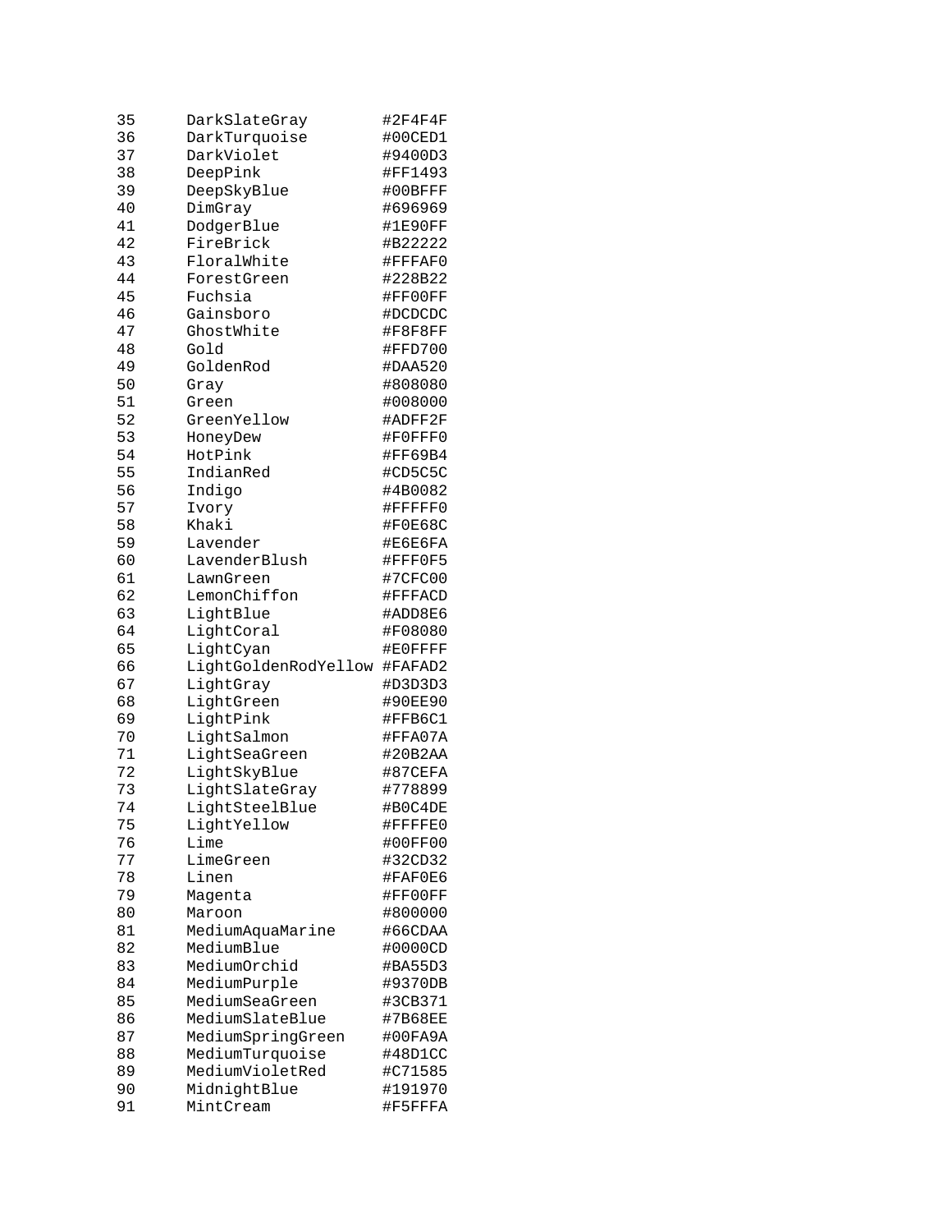| | | |
|---|---|---|
| 35 | DarkSlateGray | #2F4F4F |
| 36 | DarkTurquoise | #00CED1 |
| 37 | DarkViolet | #9400D3 |
| 38 | DeepPink | #FF1493 |
| 39 | DeepSkyBlue | #00BFFF |
| 40 | DimGray | #696969 |
| 41 | DodgerBlue | #1E90FF |
| 42 | FireBrick | #B22222 |
| 43 | FloralWhite | #FFFAF0 |
| 44 | ForestGreen | #228B22 |
| 45 | Fuchsia | #FF00FF |
| 46 | Gainsboro | #DCDCDC |
| 47 | GhostWhite | #F8F8FF |
| 48 | Gold | #FFD700 |
| 49 | GoldenRod | #DAA520 |
| 50 | Gray | #808080 |
| 51 | Green | #008000 |
| 52 | GreenYellow | #ADFF2F |
| 53 | HoneyDew | #F0FFF0 |
| 54 | HotPink | #FF69B4 |
| 55 | IndianRed | #CD5C5C |
| 56 | Indigo | #4B0082 |
| 57 | Ivory | #FFFFF0 |
| 58 | Khaki | #F0E68C |
| 59 | Lavender | #E6E6FA |
| 60 | LavenderBlush | #FFF0F5 |
| 61 | LawnGreen | #7CFC00 |
| 62 | LemonChiffon | #FFFACD |
| 63 | LightBlue | #ADD8E6 |
| 64 | LightCoral | #F08080 |
| 65 | LightCyan | #E0FFFF |
| 66 | LightGoldenRodYellow | #FAFAD2 |
| 67 | LightGray | #D3D3D3 |
| 68 | LightGreen | #90EE90 |
| 69 | LightPink | #FFB6C1 |
| 70 | LightSalmon | #FFA07A |
| 71 | LightSeaGreen | #20B2AA |
| 72 | LightSkyBlue | #87CEFA |
| 73 | LightSlateGray | #778899 |
| 74 | LightSteelBlue | #B0C4DE |
| 75 | LightYellow | #FFFFE0 |
| 76 | Lime | #00FF00 |
| 77 | LimeGreen | #32CD32 |
| 78 | Linen | #FAF0E6 |
| 79 | Magenta | #FF00FF |
| 80 | Maroon | #800000 |
| 81 | MediumAquaMarine | #66CDAA |
| 82 | MediumBlue | #0000CD |
| 83 | MediumOrchid | #BA55D3 |
| 84 | MediumPurple | #9370DB |
| 85 | MediumSeaGreen | #3CB371 |
| 86 | MediumSlateBlue | #7B68EE |
| 87 | MediumSpringGreen | #00FA9A |
| 88 | MediumTurquoise | #48D1CC |
| 89 | MediumVioletRed | #C71585 |
| 90 | MidnightBlue | #191970 |
| 91 | MintCream | #F5FFFA |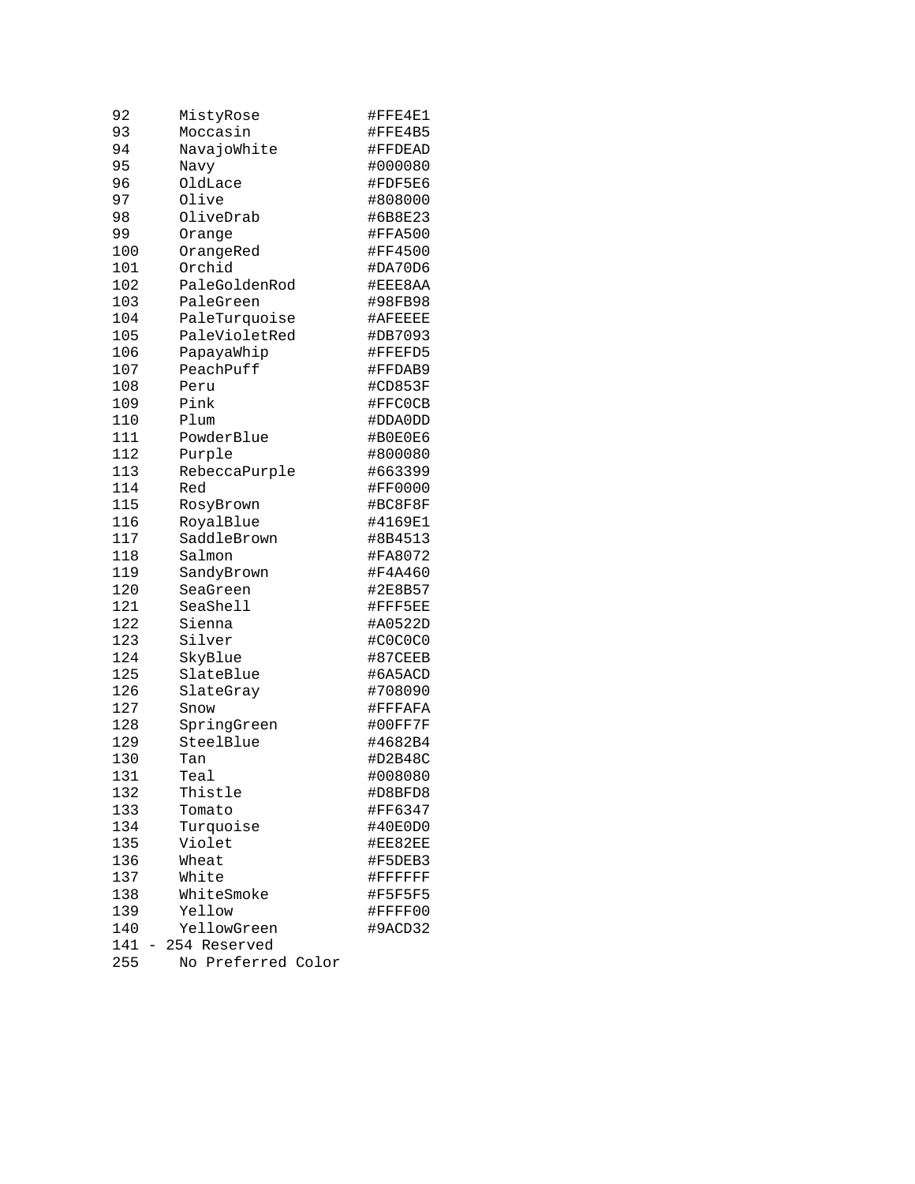| | | |
|---|---|---|
| 92 | MistyRose | #FFE4E1 |
| 93 | Moccasin | #FFE4B5 |
| 94 | NavajoWhite | #FFDEAD |
| 95 | Navy | #000080 |
| 96 | OldLace | #FDF5E6 |
| 97 | Olive | #808000 |
| 98 | OliveDrab | #6B8E23 |
| 99 | Orange | #FFA500 |
| 100 | OrangeRed | #FF4500 |
| 101 | Orchid | #DA70D6 |
| 102 | PaleGoldenRod | #EEE8AA |
| 103 | PaleGreen | #98FB98 |
| 104 | PaleTurquoise | #AFEEEE |
| 105 | PaleVioletRed | #DB7093 |
| 106 | PapayaWhip | #FFEFD5 |
| 107 | PeachPuff | #FFDAB9 |
| 108 | Peru | #CD853F |
| 109 | Pink | #FFC0CB |
| 110 | Plum | #DDA0DD |
| 111 | PowderBlue | #B0E0E6 |
| 112 | Purple | #800080 |
| 113 | RebeccaPurple | #663399 |
| 114 | Red | #FF0000 |
| 115 | RosyBrown | #BC8F8F |
| 116 | RoyalBlue | #4169E1 |
| 117 | SaddleBrown | #8B4513 |
| 118 | Salmon | #FA8072 |
| 119 | SandyBrown | #F4A460 |
| 120 | SeaGreen | #2E8B57 |
| 121 | SeaShell | #FFF5EE |
| 122 | Sienna | #A0522D |
| 123 | Silver | #C0C0C0 |
| 124 | SkyBlue | #87CEEB |
| 125 | SlateBlue | #6A5ACD |
| 126 | SlateGray | #708090 |
| 127 | Snow | #FFFAFA |
| 128 | SpringGreen | #00FF7F |
| 129 | SteelBlue | #4682B4 |
| 130 | Tan | #D2B48C |
| 131 | Teal | #008080 |
| 132 | Thistle | #D8BFD8 |
| 133 | Tomato | #FF6347 |
| 134 | Turquoise | #40E0D0 |
| 135 | Violet | #EE82EE |
| 136 | Wheat | #F5DEB3 |
| 137 | White | #FFFFFF |
| 138 | WhiteSmoke | #F5F5F5 |
| 139 | Yellow | #FFFF00 |
| 140 | YellowGreen | #9ACD32 |
| 141 - 254 | Reserved | |
| 255 | No Preferred Color | |